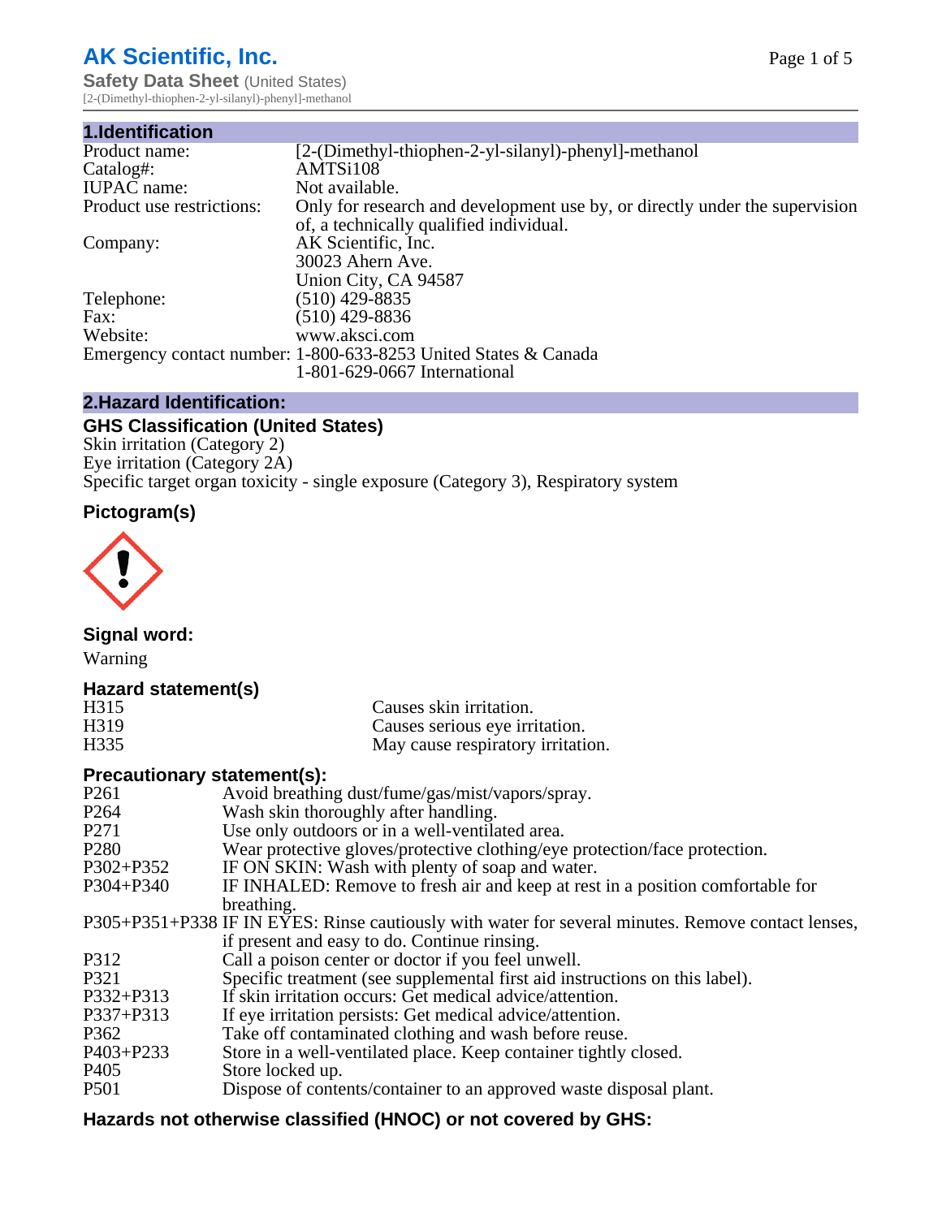# AK Scientific, Inc.

**Safety Data Sheet** (United States)
[2-(Dimethyl-thiophen-2-yl-silanyl)-phenyl]-methanol

## 1.Identification

| | |
|---|---|
| Product name: | [2-(Dimethyl-thiophen-2-yl-silanyl)-phenyl]-methanol |
| Catalog#: | AMTSi108 |
| IUPAC name: | Not available. |
| Product use restrictions: | Only for research and development use by, or directly under the supervision of, a technically qualified individual. |
| Company: | AK Scientific, Inc.<br>30023 Ahern Ave.<br>Union City, CA 94587 |
| Telephone: | (510) 429-8835 |
| Fax: | (510) 429-8836 |
| Website: | www.aksci.com |
| Emergency contact number: | 1-800-633-8253 United States & Canada<br>1-801-629-0667 International |

## 2.Hazard Identification:

### GHS Classification (United States)

Skin irritation (Category 2)
Eye irritation (Category 2A)
Specific target organ toxicity - single exposure (Category 3), Respiratory system

### Pictogram(s)

### Signal word:

Warning

### Hazard statement(s)

| | |
|---|---|
| H315 | Causes skin irritation. |
| H319 | Causes serious eye irritation. |
| H335 | May cause respiratory irritation. |

### Precautionary statement(s):

| | |
|---|---|
| P261 | Avoid breathing dust/fume/gas/mist/vapors/spray. |
| P264 | Wash skin thoroughly after handling. |
| P271 | Use only outdoors or in a well-ventilated area. |
| P280 | Wear protective gloves/protective clothing/eye protection/face protection. |
| P302+P352 | IF ON SKIN: Wash with plenty of soap and water. |
| P304+P340 | IF INHALED: Remove to fresh air and keep at rest in a position comfortable for breathing. |
| P305+P351+P338 | IF IN EYES: Rinse cautiously with water for several minutes. Remove contact lenses, if present and easy to do. Continue rinsing. |
| P312 | Call a poison center or doctor if you feel unwell. |
| P321 | Specific treatment (see supplemental first aid instructions on this label). |
| P332+P313 | If skin irritation occurs: Get medical advice/attention. |
| P337+P313 | If eye irritation persists: Get medical advice/attention. |
| P362 | Take off contaminated clothing and wash before reuse. |
| P403+P233 | Store in a well-ventilated place. Keep container tightly closed. |
| P405 | Store locked up. |
| P501 | Dispose of contents/container to an approved waste disposal plant. |

### Hazards not otherwise classified (HNOC) or not covered by GHS: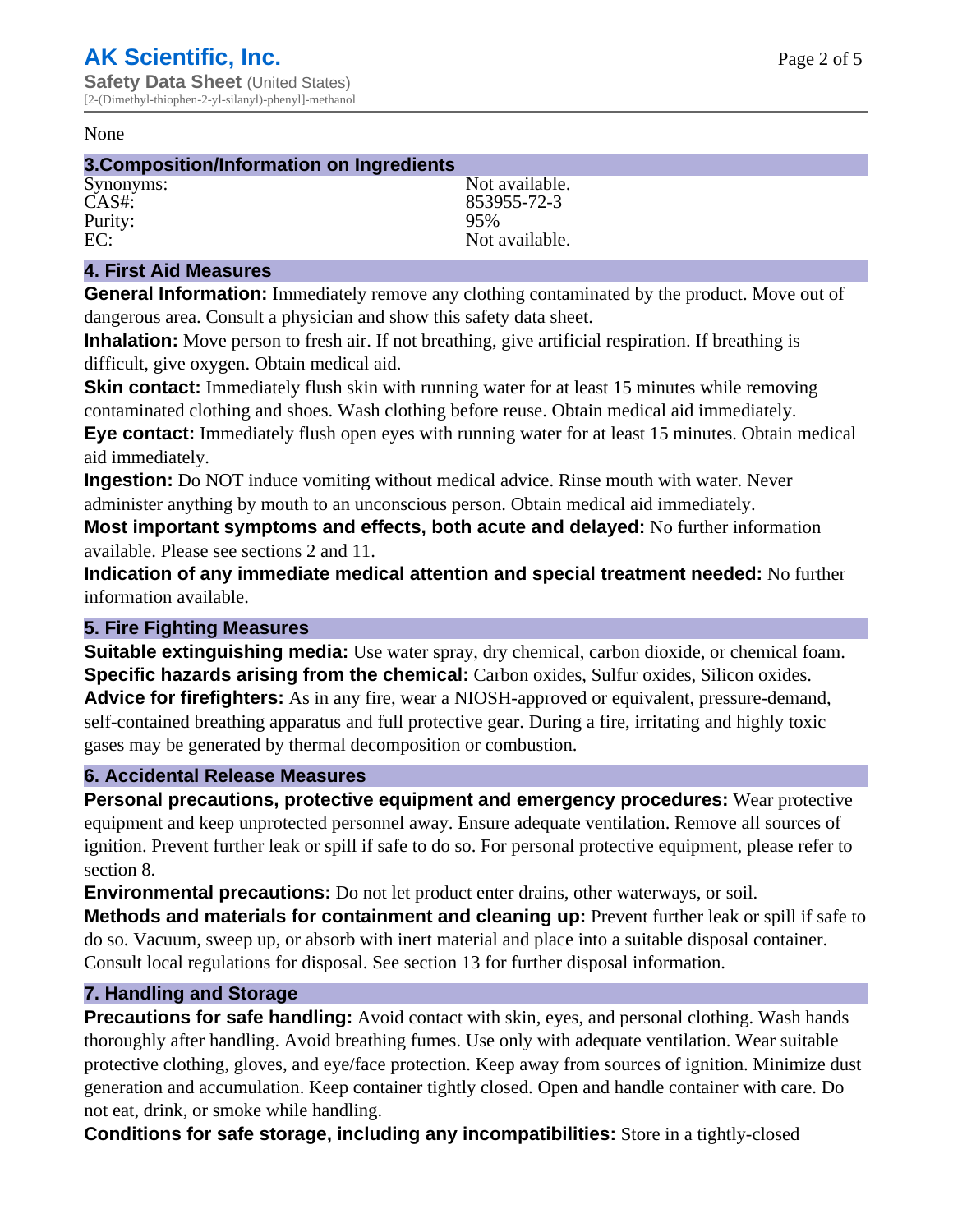None

## 3.Composition/Information on Ingredients

| | |
|---|---|
| Synonyms: | Not available. |
| CAS#: | 853955-72-3 |
| Purity: | 95% |
| EC: | Not available. |

## 4. First Aid Measures

**General Information:** Immediately remove any clothing contaminated by the product. Move out of dangerous area. Consult a physician and show this safety data sheet.

**Inhalation:** Move person to fresh air. If not breathing, give artificial respiration. If breathing is difficult, give oxygen. Obtain medical aid.

**Skin contact:** Immediately flush skin with running water for at least 15 minutes while removing contaminated clothing and shoes. Wash clothing before reuse. Obtain medical aid immediately.

**Eye contact:** Immediately flush open eyes with running water for at least 15 minutes. Obtain medical aid immediately.

**Ingestion:** Do NOT induce vomiting without medical advice. Rinse mouth with water. Never administer anything by mouth to an unconscious person. Obtain medical aid immediately.

**Most important symptoms and effects, both acute and delayed:** No further information available. Please see sections 2 and 11.

**Indication of any immediate medical attention and special treatment needed:** No further information available.

## 5. Fire Fighting Measures

**Suitable extinguishing media:** Use water spray, dry chemical, carbon dioxide, or chemical foam.

**Specific hazards arising from the chemical:** Carbon oxides, Sulfur oxides, Silicon oxides.

**Advice for firefighters:** As in any fire, wear a NIOSH-approved or equivalent, pressure-demand, self-contained breathing apparatus and full protective gear. During a fire, irritating and highly toxic gases may be generated by thermal decomposition or combustion.

## 6. Accidental Release Measures

**Personal precautions, protective equipment and emergency procedures:** Wear protective equipment and keep unprotected personnel away. Ensure adequate ventilation. Remove all sources of ignition. Prevent further leak or spill if safe to do so. For personal protective equipment, please refer to section 8.

**Environmental precautions:** Do not let product enter drains, other waterways, or soil.

**Methods and materials for containment and cleaning up:** Prevent further leak or spill if safe to do so. Vacuum, sweep up, or absorb with inert material and place into a suitable disposal container. Consult local regulations for disposal. See section 13 for further disposal information.

## 7. Handling and Storage

**Precautions for safe handling:** Avoid contact with skin, eyes, and personal clothing. Wash hands thoroughly after handling. Avoid breathing fumes. Use only with adequate ventilation. Wear suitable protective clothing, gloves, and eye/face protection. Keep away from sources of ignition. Minimize dust generation and accumulation. Keep container tightly closed. Open and handle container with care. Do not eat, drink, or smoke while handling.

**Conditions for safe storage, including any incompatibilities:** Store in a tightly-closed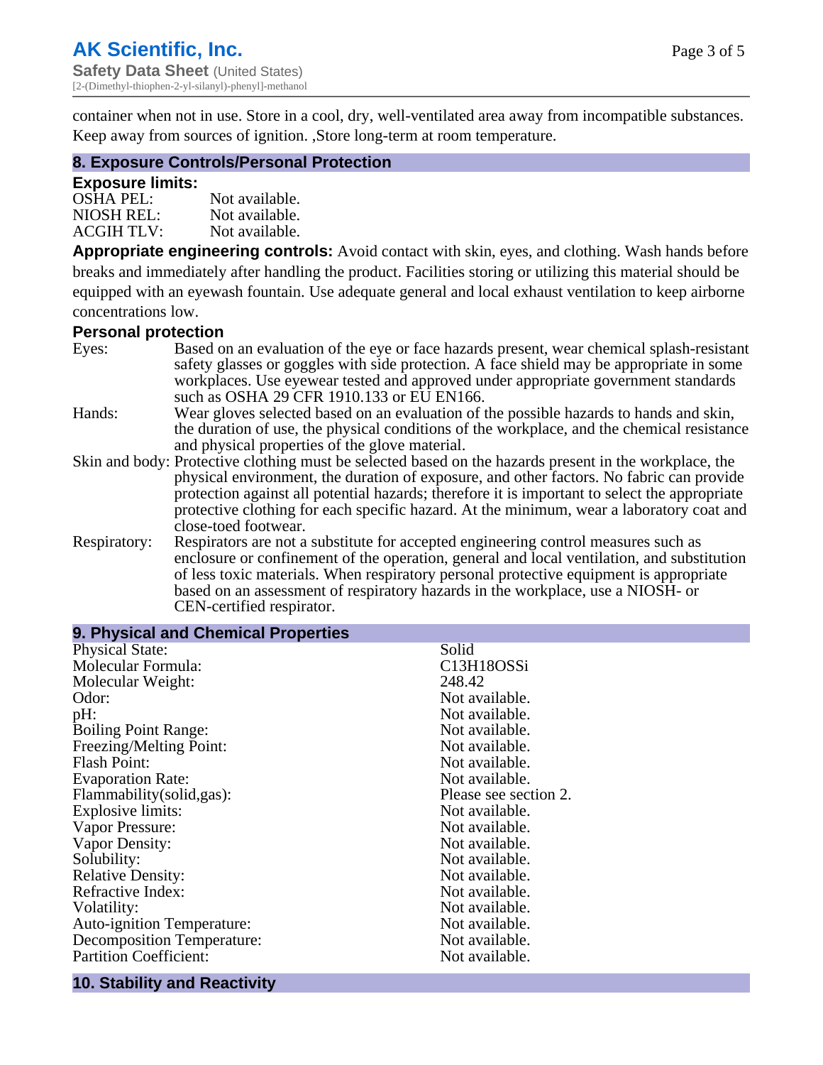container when not in use. Store in a cool, dry, well-ventilated area away from incompatible substances. Keep away from sources of ignition. ,Store long-term at room temperature.

## 8. Exposure Controls/Personal Protection

### Exposure limits:

| | |
|---|---|
| OSHA PEL: | Not available. |
| NIOSH REL: | Not available. |
| ACGIH TLV: | Not available. |

**Appropriate engineering controls:** Avoid contact with skin, eyes, and clothing. Wash hands before breaks and immediately after handling the product. Facilities storing or utilizing this material should be equipped with an eyewash fountain. Use adequate general and local exhaust ventilation to keep airborne concentrations low.

### Personal protection

**Eyes:** Based on an evaluation of the eye or face hazards present, wear chemical splash-resistant safety glasses or goggles with side protection. A face shield may be appropriate in some workplaces. Use eyewear tested and approved under appropriate government standards such as OSHA 29 CFR 1910.133 or EU EN166.

**Hands:** Wear gloves selected based on an evaluation of the possible hazards to hands and skin, the duration of use, the physical conditions of the workplace, and the chemical resistance and physical properties of the glove material.

**Skin and body:** Protective clothing must be selected based on the hazards present in the workplace, the physical environment, the duration of exposure, and other factors. No fabric can provide protection against all potential hazards; therefore it is important to select the appropriate protective clothing for each specific hazard. At the minimum, wear a laboratory coat and close-toed footwear.

**Respiratory:** Respirators are not a substitute for accepted engineering control measures such as enclosure or confinement of the operation, general and local ventilation, and substitution of less toxic materials. When respiratory personal protective equipment is appropriate based on an assessment of respiratory hazards in the workplace, use a NIOSH- or CEN-certified respirator.

## 9. Physical and Chemical Properties

| | |
|---|---|
| Physical State: | Solid |
| Molecular Formula: | C13H18OSSi |
| Molecular Weight: | 248.42 |
| Odor: | Not available. |
| pH: | Not available. |
| Boiling Point Range: | Not available. |
| Freezing/Melting Point: | Not available. |
| Flash Point: | Not available. |
| Evaporation Rate: | Not available. |
| Flammability(solid,gas): | Please see section 2. |
| Explosive limits: | Not available. |
| Vapor Pressure: | Not available. |
| Vapor Density: | Not available. |
| Solubility: | Not available. |
| Relative Density: | Not available. |
| Refractive Index: | Not available. |
| Volatility: | Not available. |
| Auto-ignition Temperature: | Not available. |
| Decomposition Temperature: | Not available. |
| Partition Coefficient: | Not available. |

## 10. Stability and Reactivity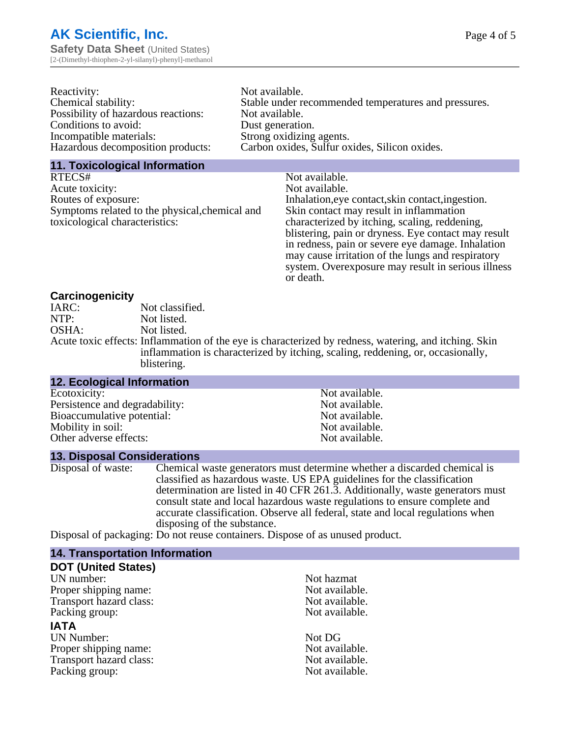| | |
|---|---|
| Reactivity: | Not available. |
| Chemical stability: | Stable under recommended temperatures and pressures. |
| Possibility of hazardous reactions: | Not available. |
| Conditions to avoid: | Dust generation. |
| Incompatible materials: | Strong oxidizing agents. |
| Hazardous decomposition products: | Carbon oxides, Sulfur oxides, Silicon oxides. |

## 11. Toxicological Information

| | |
|---|---|
| RTECS# | Not available. |
| Acute toxicity: | Not available. |
| Routes of exposure: | Inhalation,eye contact,skin contact,ingestion. |
| Symptoms related to the physical,chemical and toxicological characteristics: | Skin contact may result in inflammation characterized by itching, scaling, reddening, blistering, pain or dryness. Eye contact may result in redness, pain or severe eye damage. Inhalation may cause irritation of the lungs and respiratory system. Overexposure may result in serious illness or death. |

### Carcinogenicity

| | |
|---|---|
| IARC: | Not classified. |
| NTP: | Not listed. |
| OSHA: | Not listed. |
| Acute toxic effects: | Inflammation of the eye is characterized by redness, watering, and itching. Skin inflammation is characterized by itching, scaling, reddening, or, occasionally, blistering. |

## 12. Ecological Information

| | |
|---|---|
| Ecotoxicity: | Not available. |
| Persistence and degradability: | Not available. |
| Bioaccumulative potential: | Not available. |
| Mobility in soil: | Not available. |
| Other adverse effects: | Not available. |

## 13. Disposal Considerations

Disposal of waste: Chemical waste generators must determine whether a discarded chemical is classified as hazardous waste. US EPA guidelines for the classification determination are listed in 40 CFR 261.3. Additionally, waste generators must consult state and local hazardous waste regulations to ensure complete and accurate classification. Observe all federal, state and local regulations when disposing of the substance.

Disposal of packaging: Do not reuse containers. Dispose of as unused product.

## 14. Transportation Information

### DOT (United States)

| | |
|---|---|
| UN number: | Not hazmat |
| Proper shipping name: | Not available. |
| Transport hazard class: | Not available. |
| Packing group: | Not available. |

### IATA

| | |
|---|---|
| UN Number: | Not DG |
| Proper shipping name: | Not available. |
| Transport hazard class: | Not available. |
| Packing group: | Not available. |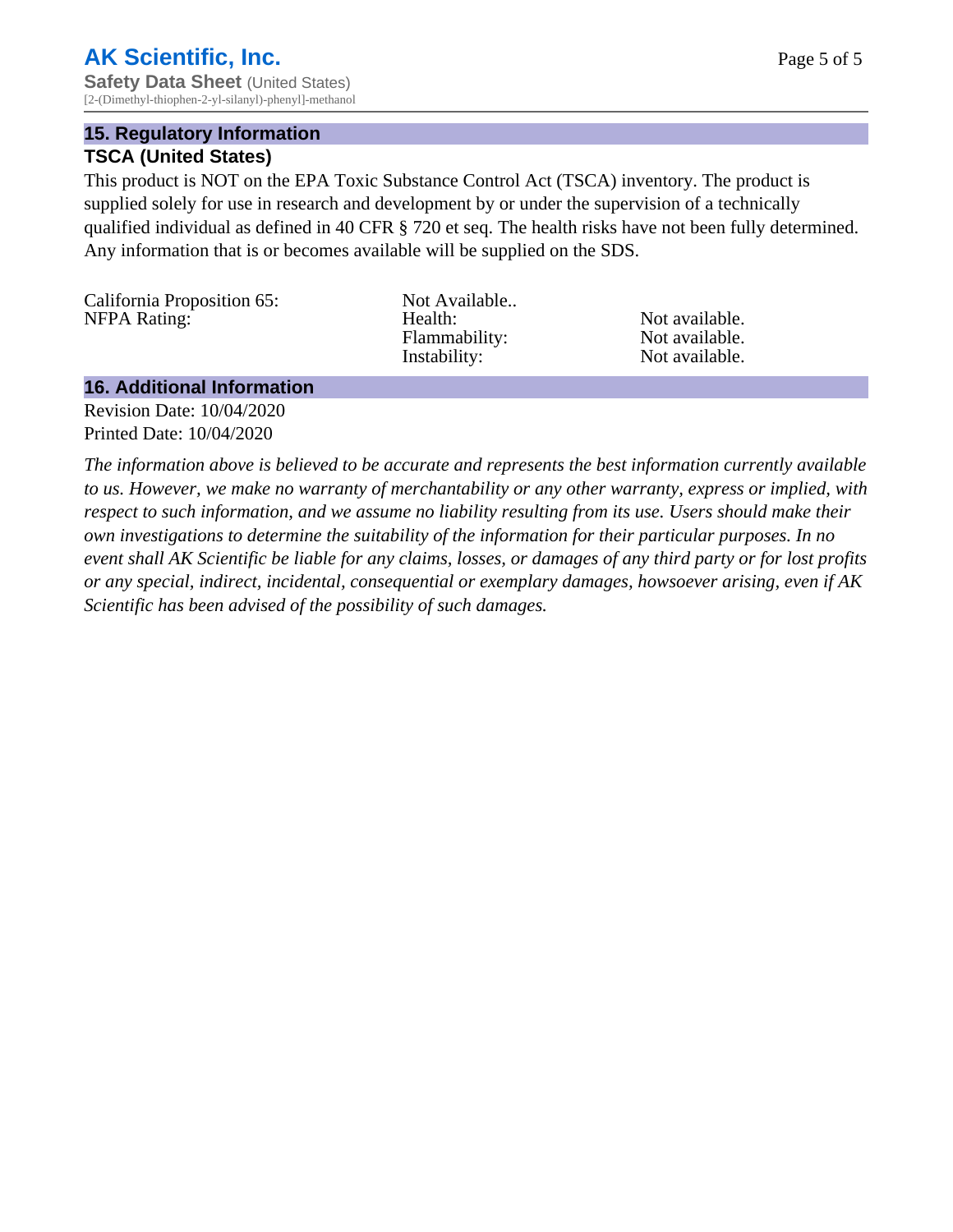## 15. Regulatory Information

### TSCA (United States)

This product is NOT on the EPA Toxic Substance Control Act (TSCA) inventory. The product is supplied solely for use in research and development by or under the supervision of a technically qualified individual as defined in 40 CFR § 720 et seq. The health risks have not been fully determined. Any information that is or becomes available will be supplied on the SDS.

| | | |
|---|---|---|
| California Proposition 65: | Not Available.. | |
| NFPA Rating: | Health: | Not available. |
| | Flammability: | Not available. |
| | Instability: | Not available. |

## 16. Additional Information

Revision Date: 10/04/2020
Printed Date: 10/04/2020

*The information above is believed to be accurate and represents the best information currently available to us. However, we make no warranty of merchantability or any other warranty, express or implied, with respect to such information, and we assume no liability resulting from its use. Users should make their own investigations to determine the suitability of the information for their particular purposes. In no event shall AK Scientific be liable for any claims, losses, or damages of any third party or for lost profits or any special, indirect, incidental, consequential or exemplary damages, howsoever arising, even if AK Scientific has been advised of the possibility of such damages.*